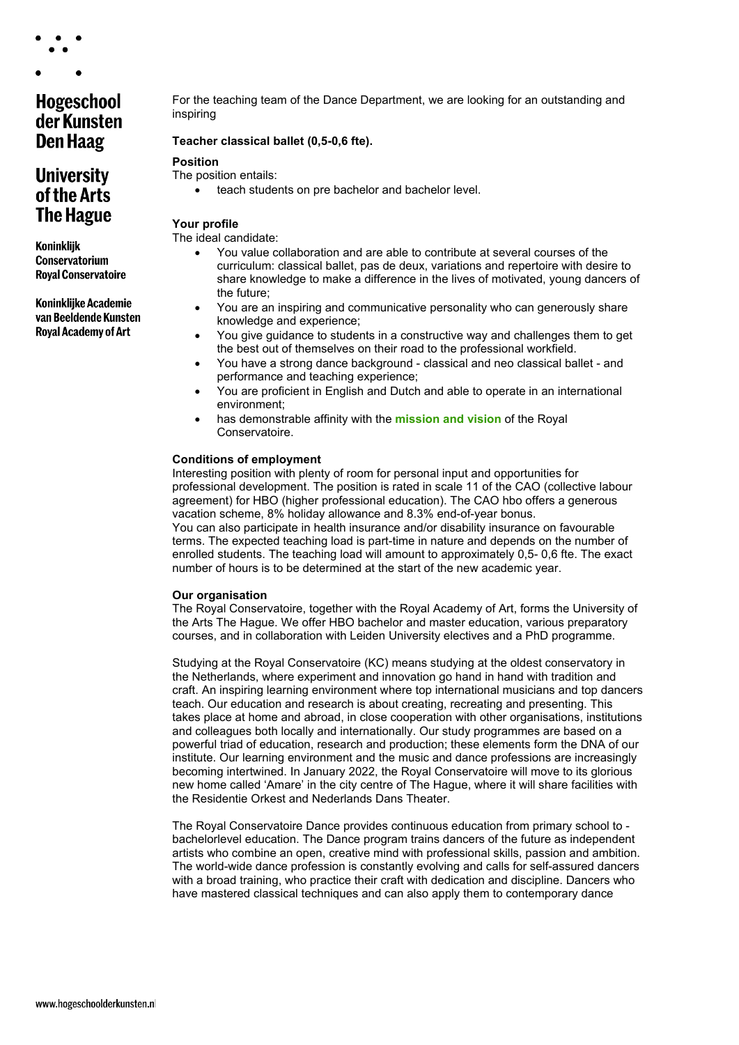# Hogeschool der Kunsten Den Haag

# University of the Arts The Hague

**Koninklijk Conservatorium**
**Royal Conservatoire**

**Koninklijke Academie van Beeldende Kunsten**
**Royal Academy of Art**

For the teaching team of the Dance Department, we are looking for an outstanding and inspiring

**Teacher classical ballet (0,5-0,6 fte).**

**Position**

The position entails:

- teach students on pre bachelor and bachelor level.

**Your profile**

The ideal candidate:

- You value collaboration and are able to contribute at several courses of the curriculum: classical ballet, pas de deux, variations and repertoire with desire to share knowledge to make a difference in the lives of motivated, young dancers of the future;
- You are an inspiring and communicative personality who can generously share knowledge and experience;
- You give guidance to students in a constructive way and challenges them to get the best out of themselves on their road to the professional workfield.
- You have a strong dance background - classical and neo classical ballet - and performance and teaching experience;
- You are proficient in English and Dutch and able to operate in an international environment;
- has demonstrable affinity with the **mission and vision** of the Royal Conservatoire.

**Conditions of employment**

Interesting position with plenty of room for personal input and opportunities for professional development. The position is rated in scale 11 of the CAO (collective labour agreement) for HBO (higher professional education). The CAO hbo offers a generous vacation scheme, 8% holiday allowance and 8.3% end-of-year bonus.
You can also participate in health insurance and/or disability insurance on favourable terms. The expected teaching load is part-time in nature and depends on the number of enrolled students. The teaching load will amount to approximately 0,5- 0,6 fte. The exact number of hours is to be determined at the start of the new academic year.

**Our organisation**

The Royal Conservatoire, together with the Royal Academy of Art, forms the University of the Arts The Hague. We offer HBO bachelor and master education, various preparatory courses, and in collaboration with Leiden University electives and a PhD programme.

Studying at the Royal Conservatoire (KC) means studying at the oldest conservatory in the Netherlands, where experiment and innovation go hand in hand with tradition and craft. An inspiring learning environment where top international musicians and top dancers teach. Our education and research is about creating, recreating and presenting. This takes place at home and abroad, in close cooperation with other organisations, institutions and colleagues both locally and internationally. Our study programmes are based on a powerful triad of education, research and production; these elements form the DNA of our institute. Our learning environment and the music and dance professions are increasingly becoming intertwined. In January 2022, the Royal Conservatoire will move to its glorious new home called 'Amare' in the city centre of The Hague, where it will share facilities with the Residentie Orkest and Nederlands Dans Theater.

The Royal Conservatoire Dance provides continuous education from primary school to - bachelorlevel education. The Dance program trains dancers of the future as independent artists who combine an open, creative mind with professional skills, passion and ambition. The world-wide dance profession is constantly evolving and calls for self-assured dancers with a broad training, who practice their craft with dedication and discipline. Dancers who have mastered classical techniques and can also apply them to contemporary dance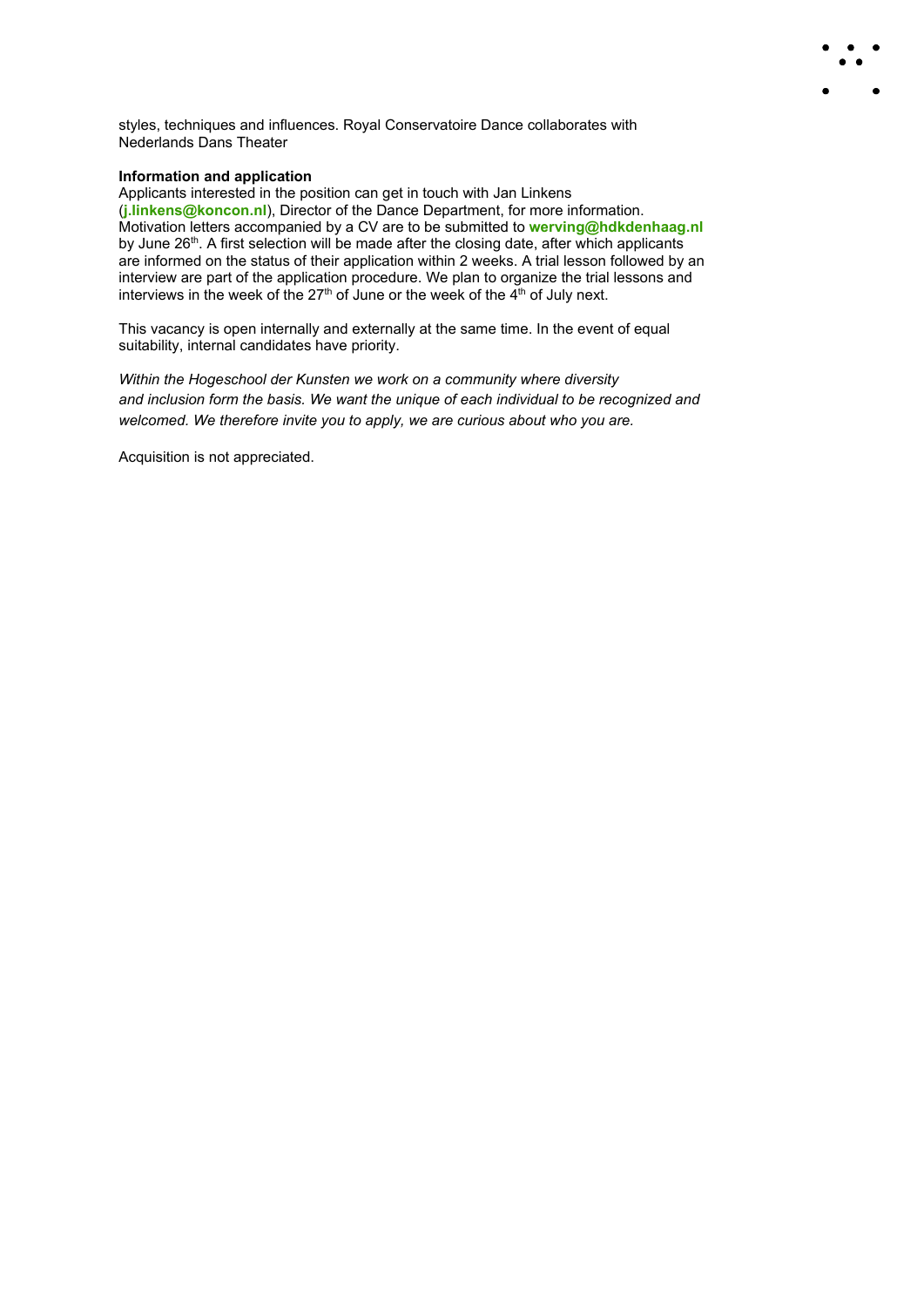styles, techniques and influences. Royal Conservatoire Dance collaborates with Nederlands Dans Theater

**Information and application**
Applicants interested in the position can get in touch with Jan Linkens (**j.linkens@koncon.nl**), Director of the Dance Department, for more information. Motivation letters accompanied by a CV are to be submitted to **werving@hdkdenhaag.nl** by June 26th. A first selection will be made after the closing date, after which applicants are informed on the status of their application within 2 weeks. A trial lesson followed by an interview are part of the application procedure. We plan to organize the trial lessons and interviews in the week of the 27th of June or the week of the 4th of July next.

This vacancy is open internally and externally at the same time. In the event of equal suitability, internal candidates have priority.

*Within the Hogeschool der Kunsten we work on a community where diversity and inclusion form the basis. We want the unique of each individual to be recognized and welcomed. We therefore invite you to apply, we are curious about who you are.*

Acquisition is not appreciated.